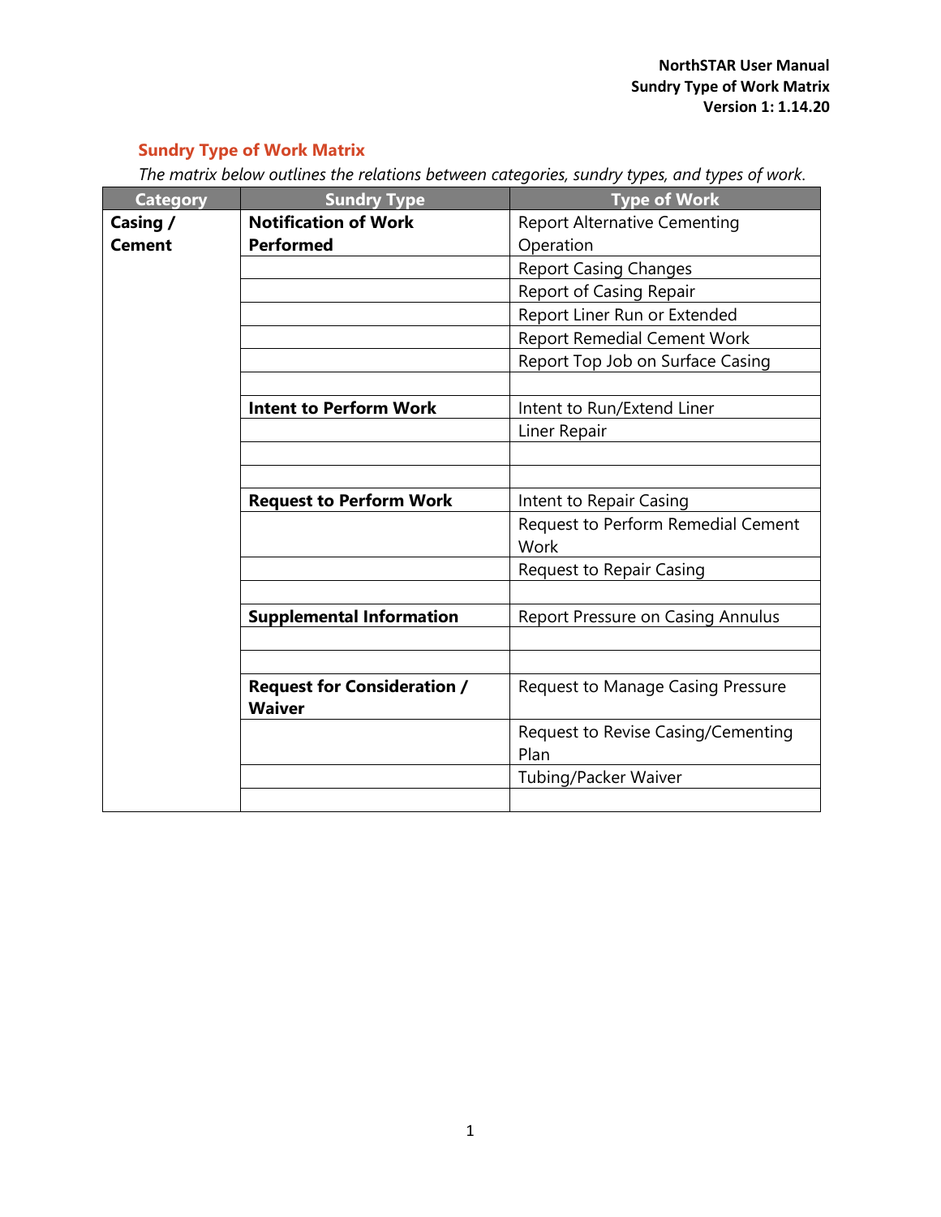## Sundry Type of Work Matrix

*The matrix below outlines the relations between categories, sundry types, and types of work.*

| Category | Sundry Type | Type of Work |
|---|---|---|
| **Casing / Cement** | **Notification of Work Performed** | Report Alternative Cementing Operation |
| | | Report Casing Changes |
| | | Report of Casing Repair |
| | | Report Liner Run or Extended |
| | | Report Remedial Cement Work |
| | | Report Top Job on Surface Casing |
| | | |
| | **Intent to Perform Work** | Intent to Run/Extend Liner |
| | | Liner Repair |
| | | |
| | | |
| | **Request to Perform Work** | Intent to Repair Casing |
| | | Request to Perform Remedial Cement Work |
| | | Request to Repair Casing |
| | | |
| | **Supplemental Information** | Report Pressure on Casing Annulus |
| | | |
| | | |
| | **Request for Consideration / Waiver** | Request to Manage Casing Pressure |
| | | Request to Revise Casing/Cementing Plan |
| | | Tubing/Packer Waiver |
| | | |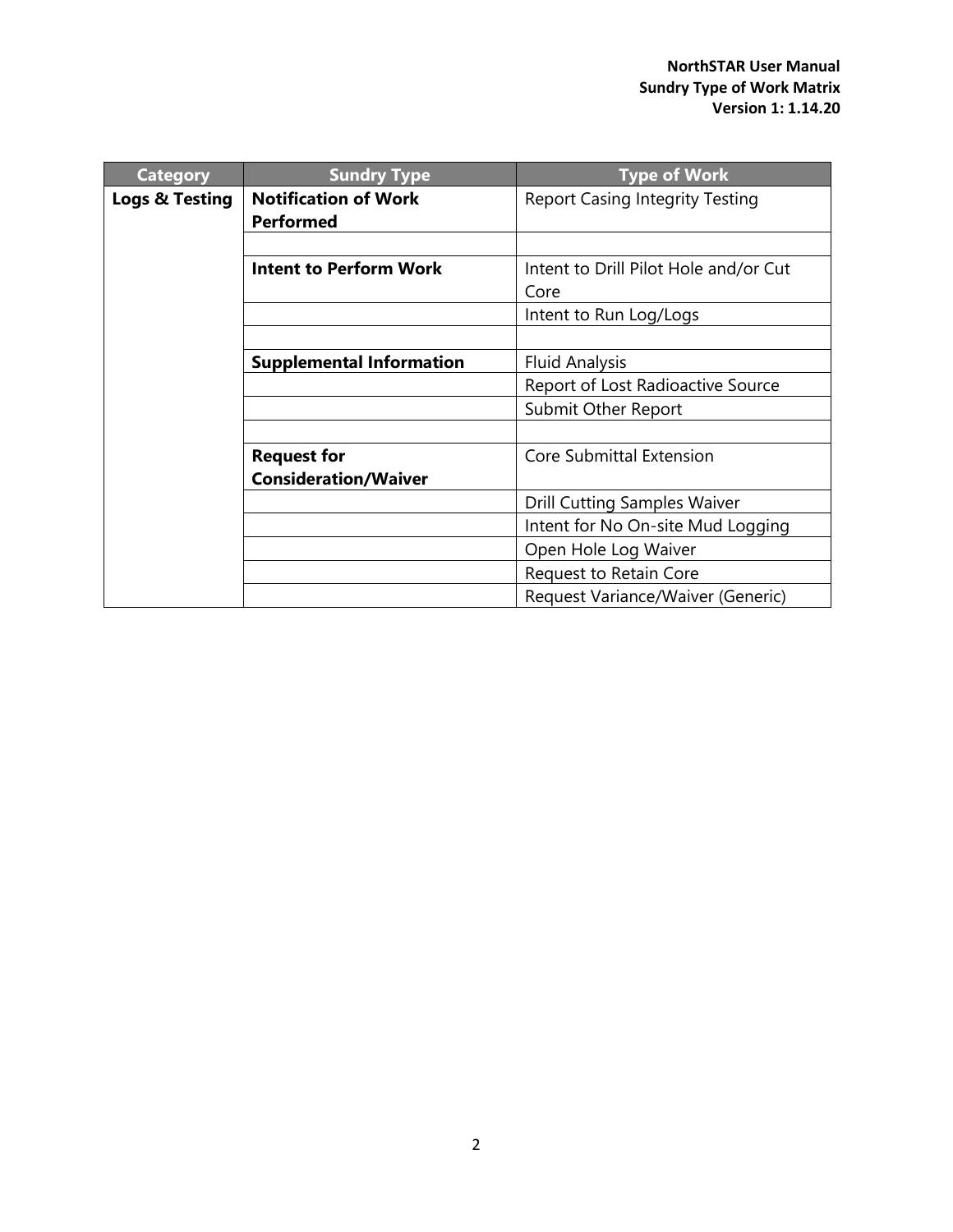| Category | Sundry Type | Type of Work |
| --- | --- | --- |
| **Logs & Testing** | **Notification of Work Performed** | Report Casing Integrity Testing |
| | | |
| | **Intent to Perform Work** | Intent to Drill Pilot Hole and/or Cut Core |
| | | Intent to Run Log/Logs |
| | | |
| | **Supplemental Information** | Fluid Analysis |
| | | Report of Lost Radioactive Source |
| | | Submit Other Report |
| | | |
| | **Request for Consideration/Waiver** | Core Submittal Extension |
| | | Drill Cutting Samples Waiver |
| | | Intent for No On-site Mud Logging |
| | | Open Hole Log Waiver |
| | | Request to Retain Core |
| | | Request Variance/Waiver (Generic) |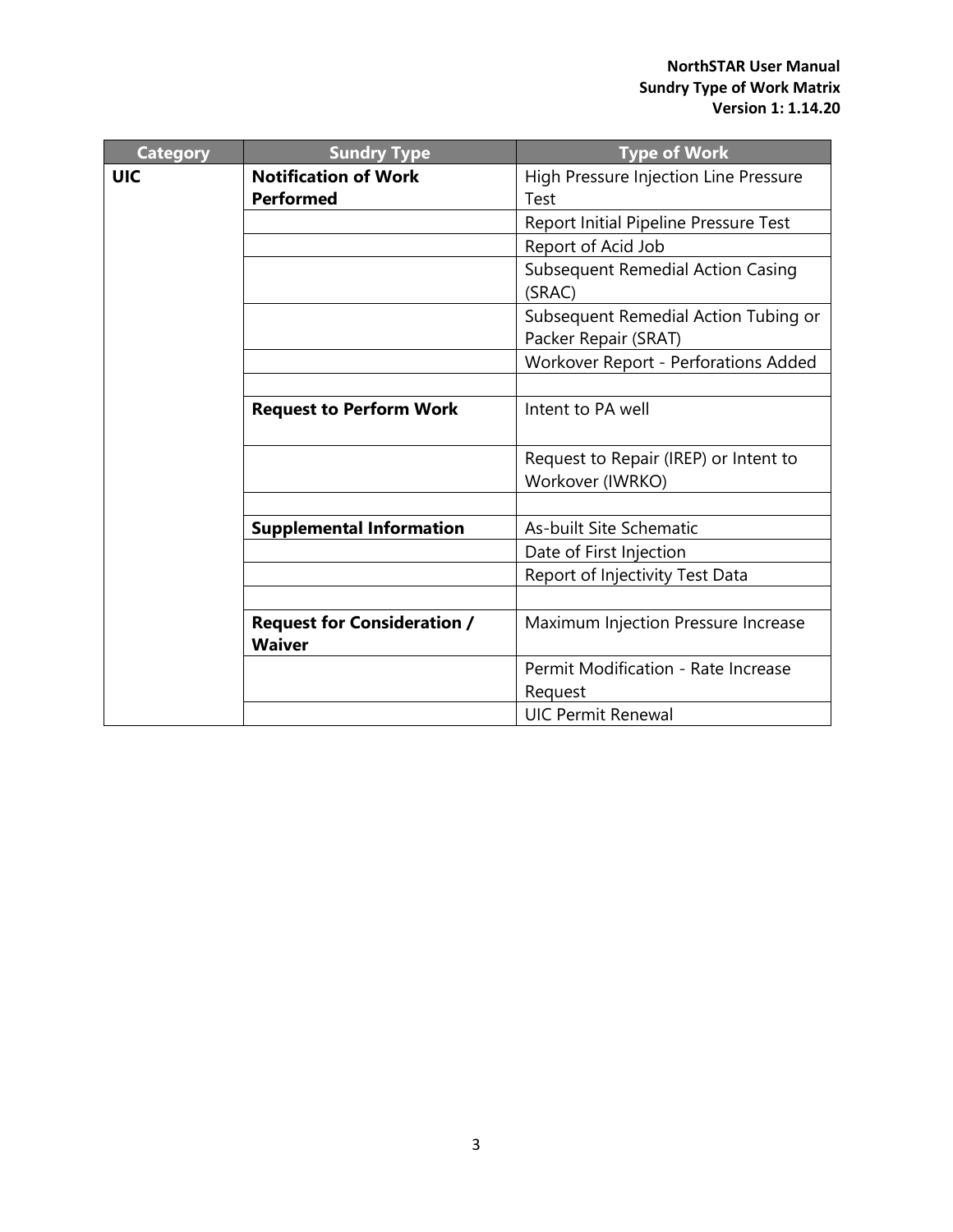| Category | Sundry Type | Type of Work |
|---|---|---|
| **UIC** | **Notification of Work Performed** | High Pressure Injection Line Pressure Test |
| | | Report Initial Pipeline Pressure Test |
| | | Report of Acid Job |
| | | Subsequent Remedial Action Casing (SRAC) |
| | | Subsequent Remedial Action Tubing or Packer Repair (SRAT) |
| | | Workover Report - Perforations Added |
| | | |
| | **Request to Perform Work** | Intent to PA well |
| | | Request to Repair (IREP) or Intent to Workover (IWRKO) |
| | | |
| | **Supplemental Information** | As-built Site Schematic |
| | | Date of First Injection |
| | | Report of Injectivity Test Data |
| | | |
| | **Request for Consideration / Waiver** | Maximum Injection Pressure Increase |
| | | Permit Modification - Rate Increase Request |
| | | UIC Permit Renewal |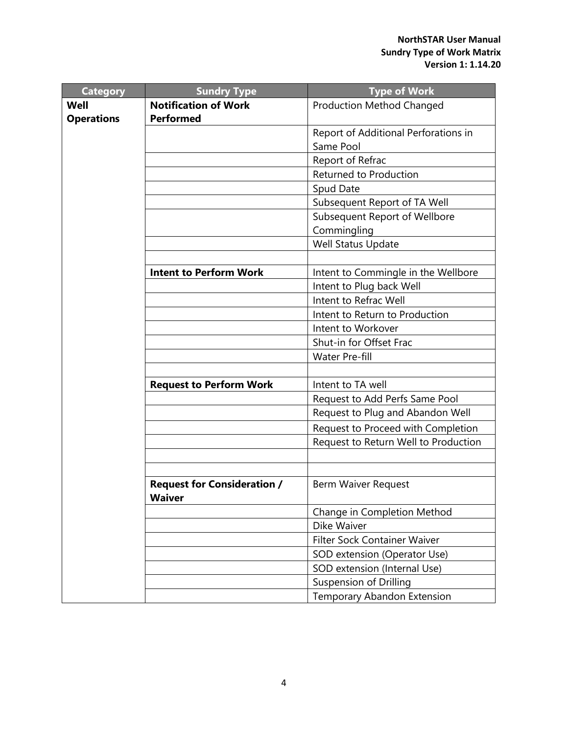| Category | Sundry Type | Type of Work |
|---|---|---|
| **Well Operations** | **Notification of Work Performed** | Production Method Changed |
| | | Report of Additional Perforations in Same Pool |
| | | Report of Refrac |
| | | Returned to Production |
| | | Spud Date |
| | | Subsequent Report of TA Well |
| | | Subsequent Report of Wellbore Commingling |
| | | Well Status Update |
| | | |
| | **Intent to Perform Work** | Intent to Commingle in the Wellbore |
| | | Intent to Plug back Well |
| | | Intent to Refrac Well |
| | | Intent to Return to Production |
| | | Intent to Workover |
| | | Shut-in for Offset Frac |
| | | Water Pre-fill |
| | | |
| | **Request to Perform Work** | Intent to TA well |
| | | Request to Add Perfs Same Pool |
| | | Request to Plug and Abandon Well |
| | | Request to Proceed with Completion |
| | | Request to Return Well to Production |
| | | |
| | | |
| | **Request for Consideration / Waiver** | Berm Waiver Request |
| | | Change in Completion Method |
| | | Dike Waiver |
| | | Filter Sock Container Waiver |
| | | SOD extension (Operator Use) |
| | | SOD extension (Internal Use) |
| | | Suspension of Drilling |
| | | Temporary Abandon Extension |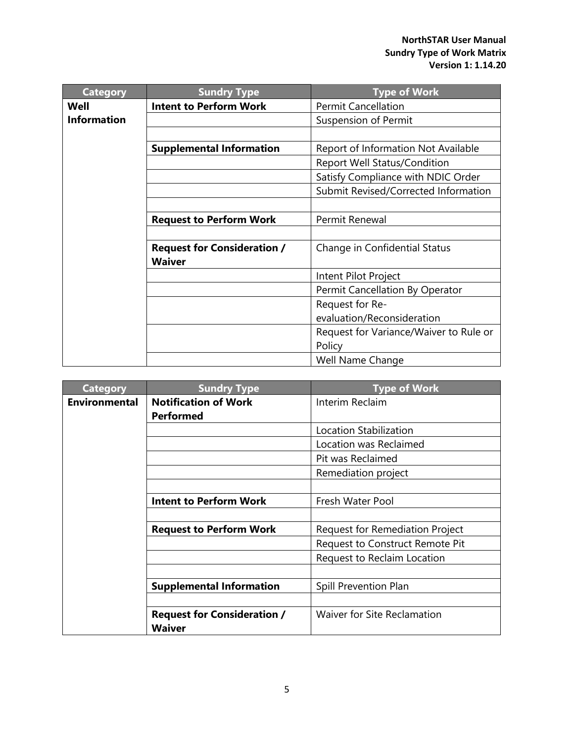| Category | Sundry Type | Type of Work |
|---|---|---|
| **Well Information** | **Intent to Perform Work** | Permit Cancellation |
| | | Suspension of Permit |
| | | |
| | **Supplemental Information** | Report of Information Not Available |
| | | Report Well Status/Condition |
| | | Satisfy Compliance with NDIC Order |
| | | Submit Revised/Corrected Information |
| | | |
| | **Request to Perform Work** | Permit Renewal |
| | | |
| | **Request for Consideration / Waiver** | Change in Confidential Status |
| | | Intent Pilot Project |
| | | Permit Cancellation By Operator |
| | | Request for Re-evaluation/Reconsideration |
| | | Request for Variance/Waiver to Rule or Policy |
| | | Well Name Change |

| Category | Sundry Type | Type of Work |
|---|---|---|
| **Environmental** | **Notification of Work Performed** | Interim Reclaim |
| | | Location Stabilization |
| | | Location was Reclaimed |
| | | Pit was Reclaimed |
| | | Remediation project |
| | | |
| | **Intent to Perform Work** | Fresh Water Pool |
| | | |
| | **Request to Perform Work** | Request for Remediation Project |
| | | Request to Construct Remote Pit |
| | | Request to Reclaim Location |
| | | |
| | **Supplemental Information** | Spill Prevention Plan |
| | | |
| | **Request for Consideration / Waiver** | Waiver for Site Reclamation |